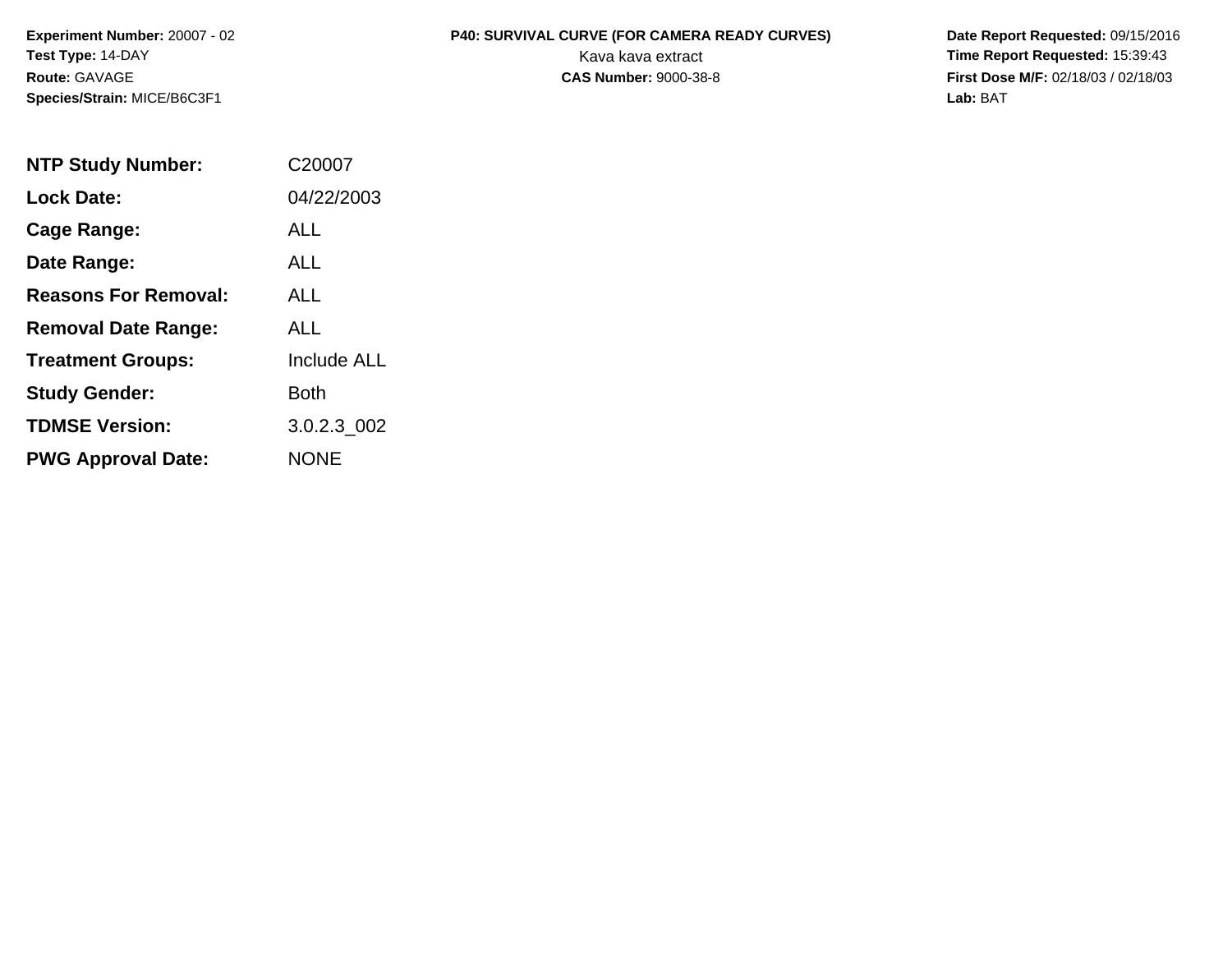**Experiment Number:** 20007 - 02
**Test Type:** 14-DAY
**Route:** GAVAGE
**Species/Strain:** MICE/B6C3F1

**P40: SURVIVAL CURVE (FOR CAMERA READY CURVES)**
Kava kava extract
**CAS Number:** 9000-38-8

**Date Report Requested:** 09/15/2016
**Time Report Requested:** 15:39:43
**First Dose M/F:** 02/18/03 / 02/18/03
**Lab:** BAT

| | |
|---|---|
| **NTP Study Number:** | C20007 |
| **Lock Date:** | 04/22/2003 |
| **Cage Range:** | ALL |
| **Date Range:** | ALL |
| **Reasons For Removal:** | ALL |
| **Removal Date Range:** | ALL |
| **Treatment Groups:** | Include ALL |
| **Study Gender:** | Both |
| **TDMSE Version:** | 3.0.2.3_002 |
| **PWG Approval Date:** | NONE |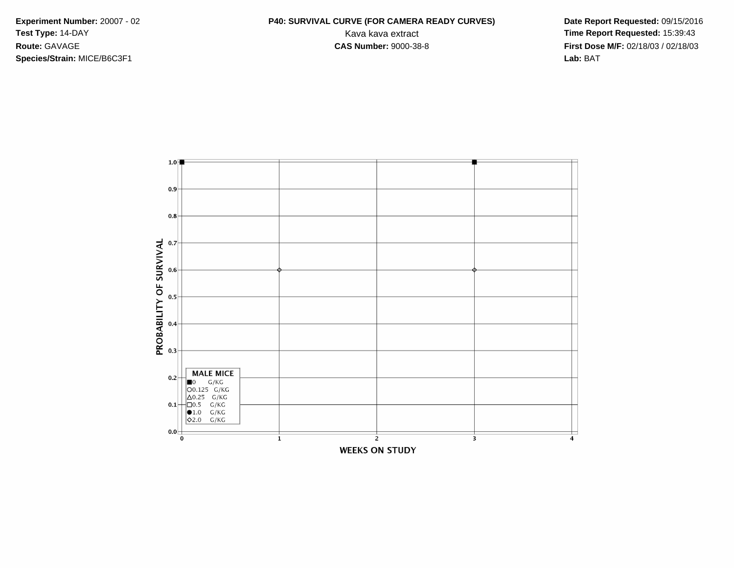**Experiment Number:** 20007 - 02
**Test Type:** 14-DAY
**Route:** GAVAGE
**Species/Strain:** MICE/B6C3F1

**P40: SURVIVAL CURVE (FOR CAMERA READY CURVES)**
Kava kava extract
**CAS Number:** 9000-38-8

**Date Report Requested:** 09/15/2016
**Time Report Requested:** 15:39:43
**First Dose M/F:** 02/18/03 / 02/18/03
**Lab:** BAT

PROBABILITY OF SURVIVAL

1.0
0.9
0.8
0.7
0.6
0.5
0.4
0.3
0.2
0.1
0.0

0 1 2 3 4

WEEKS ON STUDY

**MALE MICE**
■0 G/KG
○0.125 G/KG
△0.25 G/KG
□0.5 G/KG
●1.0 G/KG
◇2.0 G/KG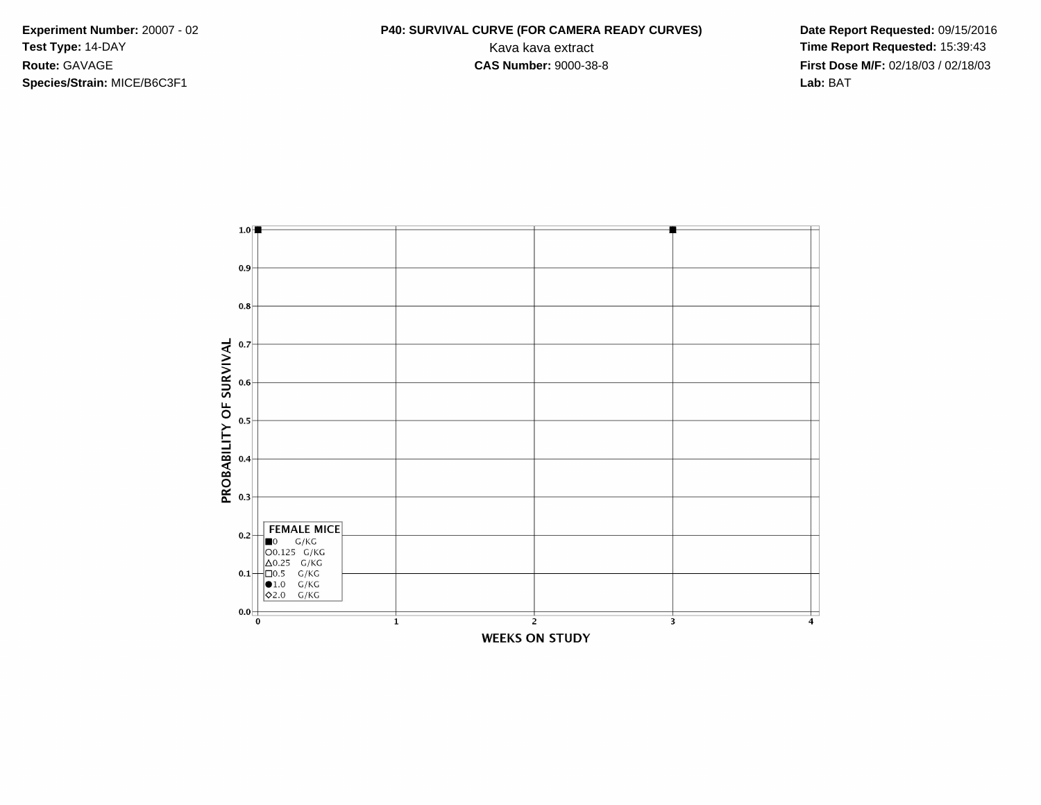**Experiment Number:** 20007 - 02
**Test Type:** 14-DAY
**Route:** GAVAGE
**Species/Strain:** MICE/B6C3F1

**P40: SURVIVAL CURVE (FOR CAMERA READY CURVES)**
Kava kava extract
**CAS Number:** 9000-38-8

**Date Report Requested:** 09/15/2016
**Time Report Requested:** 15:39:43
**First Dose M/F:** 02/18/03 / 02/18/03
**Lab:** BAT

PROBABILITY OF SURVIVAL

1.0
0.9
0.8
0.7
0.6
0.5
0.4
0.3
0.2
0.1
0.0

0
1
2
3
4

WEEKS ON STUDY

FEMALE MICE
■0 G/KG
○0.125 G/KG
△0.25 G/KG
□0.5 G/KG
●1.0 G/KG
◇2.0 G/KG